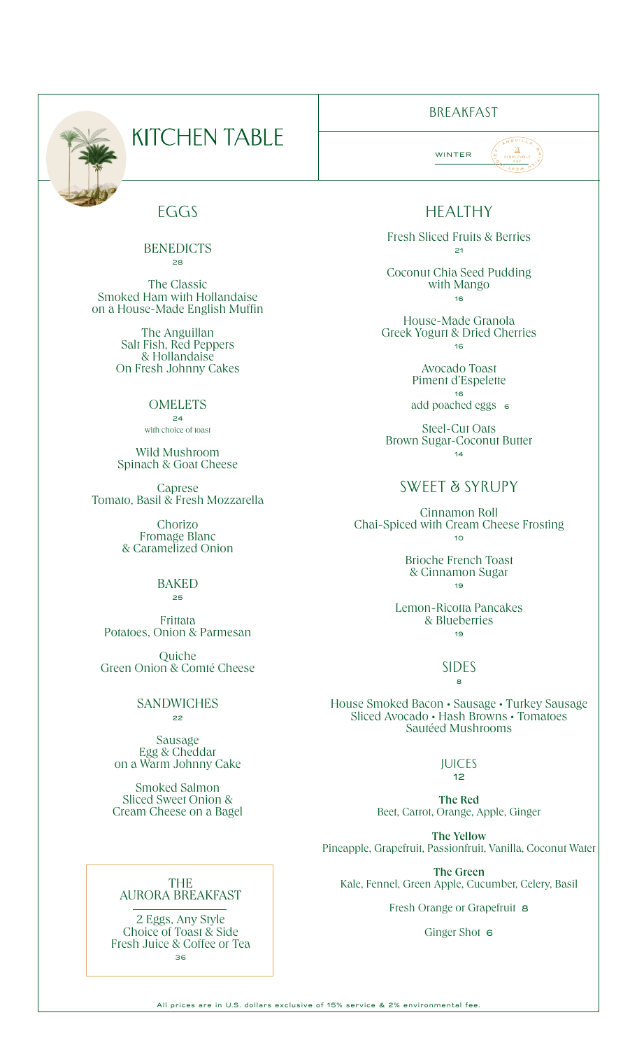# KITCHEN TABLE

BREAKFAST

WINTER

## EGGS

### BENEDICTS
28

The Classic
Smoked Ham with Hollandaise
on a House-Made English Muffin

The Anguillan
Salt Fish, Red Peppers
& Hollandaise
On Fresh Johnny Cakes

### OMELETS
24
with choice of toast

Wild Mushroom
Spinach & Goat Cheese

Caprese
Tomato, Basil & Fresh Mozzarella

Chorizo
Fromage Blanc
& Caramelized Onion

### BAKED
25

Frittata
Potatoes, Onion & Parmesan

Quiche
Green Onion & Comté Cheese

### SANDWICHES
22

Sausage
Egg & Cheddar
on a Warm Johnny Cake

Smoked Salmon
Sliced Sweet Onion &
Cream Cheese on a Bagel

### THE AURORA BREAKFAST

2 Eggs, Any Style
Choice of Toast & Side
Fresh Juice & Coffee or Tea
36

## HEALTHY

Fresh Sliced Fruits & Berries
21

Coconut Chia Seed Pudding
with Mango
16

House-Made Granola
Greek Yogurt & Dried Cherries
16

Avocado Toast
Piment d'Espelette
16
add poached eggs 6

Steel-Cut Oats
Brown Sugar-Coconut Butter
14

## SWEET & SYRUPY

Cinnamon Roll
Chai-Spiced with Cream Cheese Frosting
10

Brioche French Toast
& Cinnamon Sugar
19

Lemon-Ricotta Pancakes
& Blueberries
19

## SIDES
8

House Smoked Bacon • Sausage • Turkey Sausage
Sliced Avocado • Hash Browns • Tomatoes
Sautéed Mushrooms

## JUICES
12

**The Red**
Beet, Carrot, Orange, Apple, Ginger

**The Yellow**
Pineapple, Grapefruit, Passionfruit, Vanilla, Coconut Water

**The Green**
Kale, Fennel, Green Apple, Cucumber, Celery, Basil

Fresh Orange or Grapefruit 8

Ginger Shot 6

All prices are in U.S. dollars exclusive of 15% service & 2% environmental fee.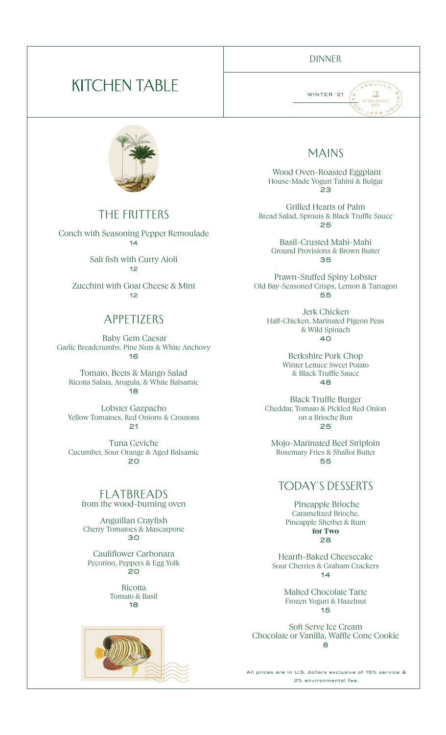# KITCHEN TABLE

DINNER

WINTER '21

ANGUILLA, BRITISH WEST INDIES · RENDEZVOUS BAY

## THE FRITTERS

Conch with Seasoning Pepper Remoulade
14

Salt fish with Curry Aioli
12

Zucchini with Goat Cheese & Mint
12

## APPETIZERS

Baby Gem Caesar
Garlic Breadcrumbs, Pine Nuts & White Anchovy
16

Tomato, Beets & Mango Salad
Ricotta Salata, Arugula, & White Balsamic
18

Lobster Gazpacho
Yellow Tomatoes, Red Onions & Croutons
21

Tuna Ceviche
Cucumber, Sour Orange & Aged Balsamic
20

## FLATBREADS
from the wood-burning oven

Anguillan Crayfish
Cherry Tomatoes & Mascarpone
30

Cauliflower Carbonara
Pecorino, Peppers & Egg Yolk
20

Ricotta
Tomato & Basil
18

## MAINS

Wood Oven-Roasted Eggplant
House-Made Yogurt Tahini & Bulgar
23

Grilled Hearts of Palm
Bread Salad, Sprouts & Black Truffle Sauce
25

Basil-Crusted Mahi-Mahi
Ground Provisions & Brown Butter
35

Prawn-Stuffed Spiny Lobster
Old Bay-Seasoned Crisps, Lemon & Tarragon
55

Jerk Chicken
Half-Chicken, Marinated Pigeon Peas & Wild Spinach
40

Berkshire Pork Chop
Winter Lettuce Sweet Potato & Black Truffle Sauce
48

Black Truffle Burger
Cheddar, Tomato & Pickled Red Onion on a Brioche Bun
25

Mojo-Marinated Beef Striploin
Rosemary Fries & Shallot Butter
55

## TODAY'S DESSERTS

Pineapple Brioche
Caramelized Brioche, Pineapple Sherbet & Rum
**for Two**
28

Hearth-Baked Cheesecake
Sour Cherries & Graham Crackers
14

Malted Chocolate Tarte
Frozen Yogurt & Hazelnut
15

Soft Serve Ice Cream
Chocolate or Vanilla, Waffle Cone Cookie
8

All prices are in U.S. dollars exclusive of 15% service & 2% environmental fee.